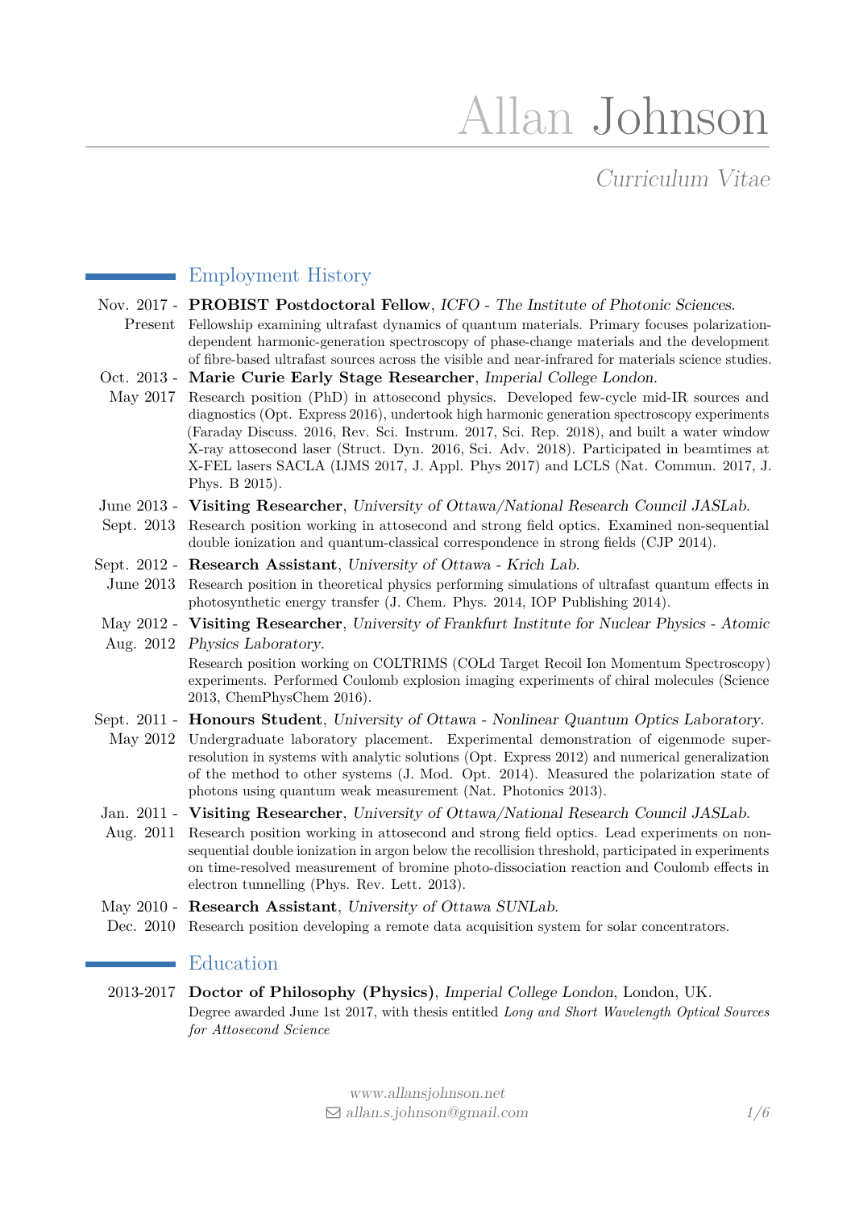# Allan Johnson

*Curriculum Vitae*

## Employment History

**Nov. 2017 - Present** — **PROBIST Postdoctoral Fellow**, *ICFO - The Institute of Photonic Sciences*.
Fellowship examining ultrafast dynamics of quantum materials. Primary focuses polarization-dependent harmonic-generation spectroscopy of phase-change materials and the development of fibre-based ultrafast sources across the visible and near-infrared for materials science studies.

**Oct. 2013 - May 2017** — **Marie Curie Early Stage Researcher**, *Imperial College London*.
Research position (PhD) in attosecond physics. Developed few-cycle mid-IR sources and diagnostics (Opt. Express 2016), undertook high harmonic generation spectroscopy experiments (Faraday Discuss. 2016, Rev. Sci. Instrum. 2017, Sci. Rep. 2018), and built a water window X-ray attosecond laser (Struct. Dyn. 2016, Sci. Adv. 2018). Participated in beamtimes at X-FEL lasers SACLA (IJMS 2017, J. Appl. Phys 2017) and LCLS (Nat. Commun. 2017, J. Phys. B 2015).

**June 2013 - Sept. 2013** — **Visiting Researcher**, *University of Ottawa/National Research Council JASLab*.
Research position working in attosecond and strong field optics. Examined non-sequential double ionization and quantum-classical correspondence in strong fields (CJP 2014).

**Sept. 2012 - June 2013** — **Research Assistant**, *University of Ottawa - Krich Lab*.
Research position in theoretical physics performing simulations of ultrafast quantum effects in photosynthetic energy transfer (J. Chem. Phys. 2014, IOP Publishing 2014).

**May 2012 - Aug. 2012** — **Visiting Researcher**, *University of Frankfurt Institute for Nuclear Physics - Atomic Physics Laboratory*.
Research position working on COLTRIMS (COLd Target Recoil Ion Momentum Spectroscopy) experiments. Performed Coulomb explosion imaging experiments of chiral molecules (Science 2013, ChemPhysChem 2016).

**Sept. 2011 - May 2012** — **Honours Student**, *University of Ottawa - Nonlinear Quantum Optics Laboratory*.
Undergraduate laboratory placement. Experimental demonstration of eigenmode super-resolution in systems with analytic solutions (Opt. Express 2012) and numerical generalization of the method to other systems (J. Mod. Opt. 2014). Measured the polarization state of photons using quantum weak measurement (Nat. Photonics 2013).

**Jan. 2011 - Aug. 2011** — **Visiting Researcher**, *University of Ottawa/National Research Council JASLab*.
Research position working in attosecond and strong field optics. Lead experiments on non-sequential double ionization in argon below the recollision threshold, participated in experiments on time-resolved measurement of bromine photo-dissociation reaction and Coulomb effects in electron tunnelling (Phys. Rev. Lett. 2013).

**May 2010 - Dec. 2010** — **Research Assistant**, *University of Ottawa SUNLab*.
Research position developing a remote data acquisition system for solar concentrators.

## Education

**2013-2017** — **Doctor of Philosophy (Physics)**, *Imperial College London*, London, UK.
Degree awarded June 1st 2017, with thesis entitled *Long and Short Wavelength Optical Sources for Attosecond Science*

www.allansjohnson.net
allan.s.johnson@gmail.com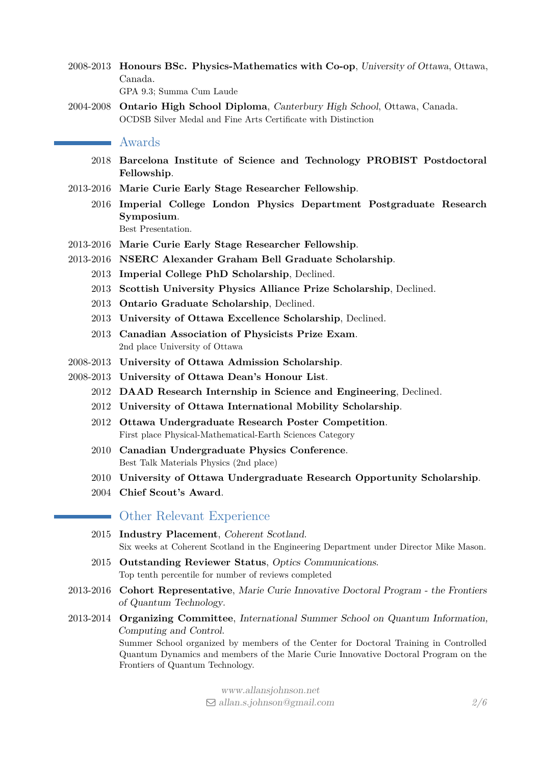2008-2013 **Honours BSc. Physics-Mathematics with Co-op**, *University of Ottawa*, Ottawa, Canada.
GPA 9.3; Summa Cum Laude

2004-2008 **Ontario High School Diploma**, *Canterbury High School*, Ottawa, Canada.
OCDSB Silver Medal and Fine Arts Certificate with Distinction

## Awards

2018 **Barcelona Institute of Science and Technology PROBIST Postdoctoral Fellowship**.

2013-2016 **Marie Curie Early Stage Researcher Fellowship**.

2016 **Imperial College London Physics Department Postgraduate Research Symposium**.
Best Presentation.

2013-2016 **Marie Curie Early Stage Researcher Fellowship**.

2013-2016 **NSERC Alexander Graham Bell Graduate Scholarship**.

2013 **Imperial College PhD Scholarship**, Declined.

2013 **Scottish University Physics Alliance Prize Scholarship**, Declined.

2013 **Ontario Graduate Scholarship**, Declined.

2013 **University of Ottawa Excellence Scholarship**, Declined.

2013 **Canadian Association of Physicists Prize Exam**.
2nd place University of Ottawa

2008-2013 **University of Ottawa Admission Scholarship**.

2008-2013 **University of Ottawa Dean's Honour List**.

2012 **DAAD Research Internship in Science and Engineering**, Declined.

2012 **University of Ottawa International Mobility Scholarship**.

2012 **Ottawa Undergraduate Research Poster Competition**.
First place Physical-Mathematical-Earth Sciences Category

2010 **Canadian Undergraduate Physics Conference**.
Best Talk Materials Physics (2nd place)

2010 **University of Ottawa Undergraduate Research Opportunity Scholarship**.

2004 **Chief Scout's Award**.

## Other Relevant Experience

2015 **Industry Placement**, *Coherent Scotland*.
Six weeks at Coherent Scotland in the Engineering Department under Director Mike Mason.

2015 **Outstanding Reviewer Status**, *Optics Communications*.
Top tenth percentile for number of reviews completed

2013-2016 **Cohort Representative**, *Marie Curie Innovative Doctoral Program - the Frontiers of Quantum Technology*.

2013-2014 **Organizing Committee**, *International Summer School on Quantum Information, Computing and Control*.
Summer School organized by members of the Center for Doctoral Training in Controlled Quantum Dynamics and members of the Marie Curie Innovative Doctoral Program on the Frontiers of Quantum Technology.

www.allansjohnson.net
allan.s.johnson@gmail.com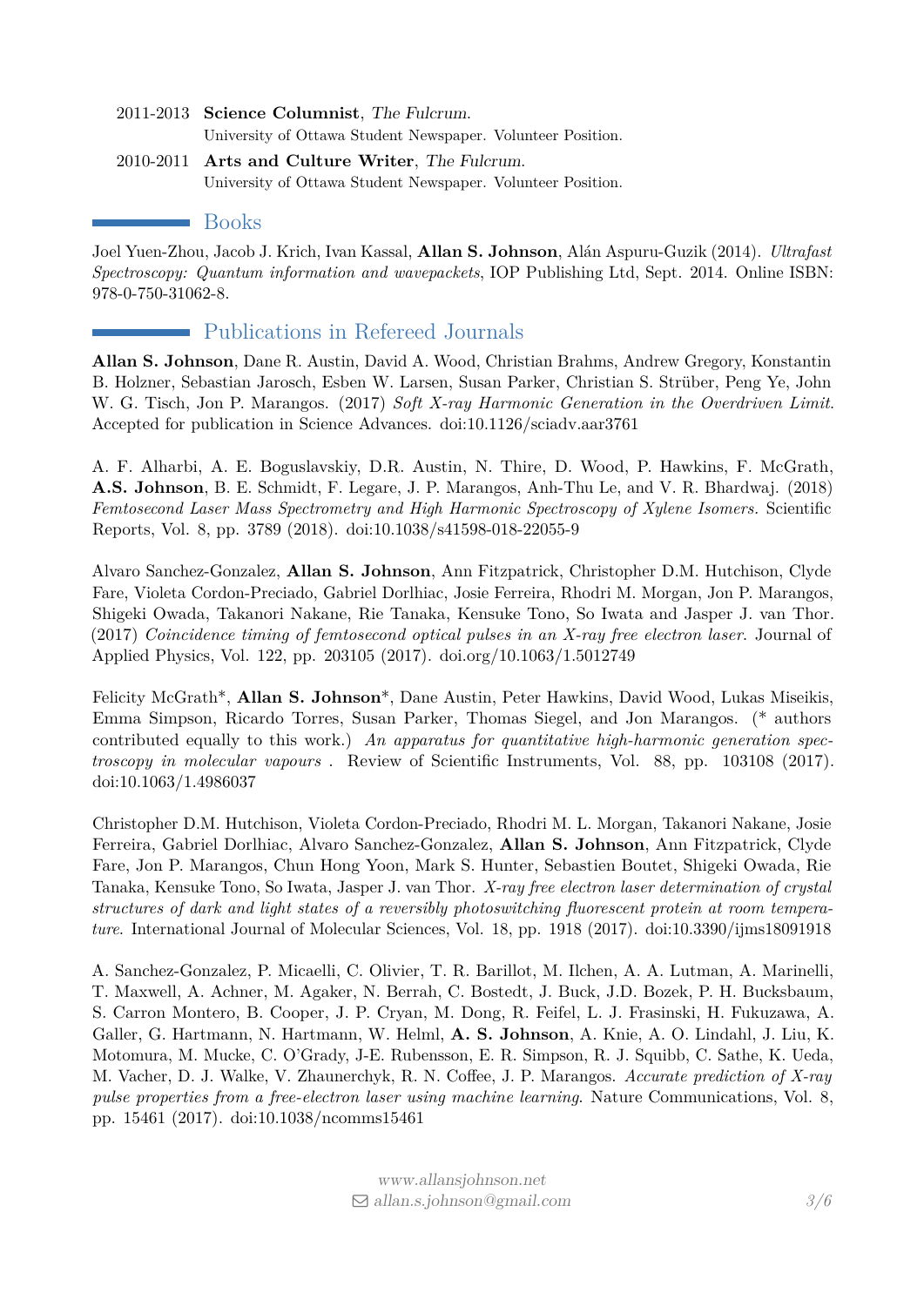2011-2013 **Science Columnist**, *The Fulcrum*.
University of Ottawa Student Newspaper. Volunteer Position.

2010-2011 **Arts and Culture Writer**, *The Fulcrum*.
University of Ottawa Student Newspaper. Volunteer Position.

## Books

Joel Yuen-Zhou, Jacob J. Krich, Ivan Kassal, **Allan S. Johnson**, Alán Aspuru-Guzik (2014). *Ultrafast Spectroscopy: Quantum information and wavepackets*, IOP Publishing Ltd, Sept. 2014. Online ISBN: 978-0-750-31062-8.

## Publications in Refereed Journals

**Allan S. Johnson**, Dane R. Austin, David A. Wood, Christian Brahms, Andrew Gregory, Konstantin B. Holzner, Sebastian Jarosch, Esben W. Larsen, Susan Parker, Christian S. Strüber, Peng Ye, John W. G. Tisch, Jon P. Marangos. (2017) *Soft X-ray Harmonic Generation in the Overdriven Limit*. Accepted for publication in Science Advances. doi:10.1126/sciadv.aar3761

A. F. Alharbi, A. E. Boguslavskiy, D.R. Austin, N. Thire, D. Wood, P. Hawkins, F. McGrath, **A.S. Johnson**, B. E. Schmidt, F. Legare, J. P. Marangos, Anh-Thu Le, and V. R. Bhardwaj. (2018) *Femtosecond Laser Mass Spectrometry and High Harmonic Spectroscopy of Xylene Isomers.* Scientific Reports, Vol. 8, pp. 3789 (2018). doi:10.1038/s41598-018-22055-9

Alvaro Sanchez-Gonzalez, **Allan S. Johnson**, Ann Fitzpatrick, Christopher D.M. Hutchison, Clyde Fare, Violeta Cordon-Preciado, Gabriel Dorlhiac, Josie Ferreira, Rhodri M. Morgan, Jon P. Marangos, Shigeki Owada, Takanori Nakane, Rie Tanaka, Kensuke Tono, So Iwata and Jasper J. van Thor. (2017) *Coincidence timing of femtosecond optical pulses in an X-ray free electron laser.* Journal of Applied Physics, Vol. 122, pp. 203105 (2017). doi.org/10.1063/1.5012749

Felicity McGrath*, **Allan S. Johnson***, Dane Austin, Peter Hawkins, David Wood, Lukas Miseikis, Emma Simpson, Ricardo Torres, Susan Parker, Thomas Siegel, and Jon Marangos. (* authors contributed equally to this work.) *An apparatus for quantitative high-harmonic generation spectroscopy in molecular vapours* . Review of Scientific Instruments, Vol. 88, pp. 103108 (2017). doi:10.1063/1.4986037

Christopher D.M. Hutchison, Violeta Cordon-Preciado, Rhodri M. L. Morgan, Takanori Nakane, Josie Ferreira, Gabriel Dorlhiac, Alvaro Sanchez-Gonzalez, **Allan S. Johnson**, Ann Fitzpatrick, Clyde Fare, Jon P. Marangos, Chun Hong Yoon, Mark S. Hunter, Sebastien Boutet, Shigeki Owada, Rie Tanaka, Kensuke Tono, So Iwata, Jasper J. van Thor. *X-ray free electron laser determination of crystal structures of dark and light states of a reversibly photoswitching fluorescent protein at room temperature.* International Journal of Molecular Sciences, Vol. 18, pp. 1918 (2017). doi:10.3390/ijms18091918

A. Sanchez-Gonzalez, P. Micaelli, C. Olivier, T. R. Barillot, M. Ilchen, A. A. Lutman, A. Marinelli, T. Maxwell, A. Achner, M. Agaker, N. Berrah, C. Bostedt, J. Buck, J.D. Bozek, P. H. Bucksbaum, S. Carron Montero, B. Cooper, J. P. Cryan, M. Dong, R. Feifel, L. J. Frasinski, H. Fukuzawa, A. Galler, G. Hartmann, N. Hartmann, W. Helml, **A. S. Johnson**, A. Knie, A. O. Lindahl, J. Liu, K. Motomura, M. Mucke, C. O'Grady, J-E. Rubensson, E. R. Simpson, R. J. Squibb, C. Sathe, K. Ueda, M. Vacher, D. J. Walke, V. Zhaunerchyk, R. N. Coffee, J. P. Marangos. *Accurate prediction of X-ray pulse properties from a free-electron laser using machine learning.* Nature Communications, Vol. 8, pp. 15461 (2017). doi:10.1038/ncomms15461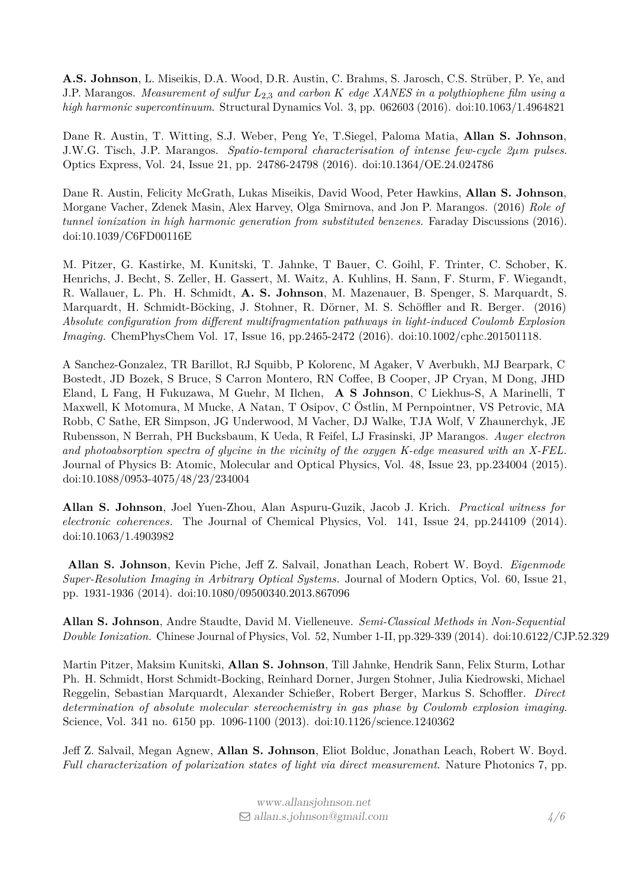**A.S. Johnson**, L. Miseikis, D.A. Wood, D.R. Austin, C. Brahms, S. Jarosch, C.S. Strüber, P. Ye, and J.P. Marangos. *Measurement of sulfur $L_{2,3}$ and carbon K edge XANES in a polythiophene film using a high harmonic supercontinuum*. Structural Dynamics Vol. 3, pp. 062603 (2016). doi:10.1063/1.4964821

Dane R. Austin, T. Witting, S.J. Weber, Peng Ye, T.Siegel, Paloma Matia, **Allan S. Johnson**, J.W.G. Tisch, J.P. Marangos. *Spatio-temporal characterisation of intense few-cycle 2μm pulses*. Optics Express, Vol. 24, Issue 21, pp. 24786-24798 (2016). doi:10.1364/OE.24.024786

Dane R. Austin, Felicity McGrath, Lukas Miseikis, David Wood, Peter Hawkins, **Allan S. Johnson**, Morgane Vacher, Zdenek Masin, Alex Harvey, Olga Smirnova, and Jon P. Marangos. (2016) *Role of tunnel ionization in high harmonic generation from substituted benzenes.* Faraday Discussions (2016). doi:10.1039/C6FD00116E

M. Pitzer, G. Kastirke, M. Kunitski, T. Jahnke, T Bauer, C. Goihl, F. Trinter, C. Schober, K. Henrichs, J. Becht, S. Zeller, H. Gassert, M. Waitz, A. Kuhlins, H. Sann, F. Sturm, F. Wiegandt, R. Wallauer, L. Ph. H. Schmidt, **A. S. Johnson**, M. Mazenauer, B. Spenger, S. Marquardt, S. Marquardt, H. Schmidt-Böcking, J. Stohner, R. Dörner, M. S. Schöffler and R. Berger. (2016) *Absolute configuration from different multifragmentation pathways in light-induced Coulomb Explosion Imaging.* ChemPhysChem Vol. 17, Issue 16, pp.2465-2472 (2016). doi:10.1002/cphc.201501118.

A Sanchez-Gonzalez, TR Barillot, RJ Squibb, P Kolorenc, M Agaker, V Averbukh, MJ Bearpark, C Bostedt, JD Bozek, S Bruce, S Carron Montero, RN Coffee, B Cooper, JP Cryan, M Dong, JHD Eland, L Fang, H Fukuzawa, M Guehr, M Ilchen, **A S Johnson**, C Liekhus-S, A Marinelli, T Maxwell, K Motomura, M Mucke, A Natan, T Osipov, C Östlin, M Pernpointner, VS Petrovic, MA Robb, C Sathe, ER Simpson, JG Underwood, M Vacher, DJ Walke, TJA Wolf, V Zhaunerchyk, JE Rubensson, N Berrah, PH Bucksbaum, K Ueda, R Feifel, LJ Frasinski, JP Marangos. *Auger electron and photoabsorption spectra of glycine in the vicinity of the oxygen K-edge measured with an X-FEL.* Journal of Physics B: Atomic, Molecular and Optical Physics, Vol. 48, Issue 23, pp.234004 (2015). doi:10.1088/0953-4075/48/23/234004

**Allan S. Johnson**, Joel Yuen-Zhou, Alan Aspuru-Guzik, Jacob J. Krich. *Practical witness for electronic coherences.* The Journal of Chemical Physics, Vol. 141, Issue 24, pp.244109 (2014). doi:10.1063/1.4903982

**Allan S. Johnson**, Kevin Piche, Jeff Z. Salvail, Jonathan Leach, Robert W. Boyd. *Eigenmode Super-Resolution Imaging in Arbitrary Optical Systems.* Journal of Modern Optics, Vol. 60, Issue 21, pp. 1931-1936 (2014). doi:10.1080/09500340.2013.867096

**Allan S. Johnson**, Andre Staudte, David M. Vielleneuve. *Semi-Classical Methods in Non-Sequential Double Ionization.* Chinese Journal of Physics, Vol. 52, Number 1-II, pp.329-339 (2014). doi:10.6122/CJP.52.329

Martin Pitzer, Maksim Kunitski, **Allan S. Johnson**, Till Jahnke, Hendrik Sann, Felix Sturm, Lothar Ph. H. Schmidt, Horst Schmidt-Bocking, Reinhard Dorner, Jurgen Stohner, Julia Kiedrowski, Michael Reggelin, Sebastian Marquardt, Alexander Schießer, Robert Berger, Markus S. Schoffler. *Direct determination of absolute molecular stereochemistry in gas phase by Coulomb explosion imaging.* Science, Vol. 341 no. 6150 pp. 1096-1100 (2013). doi:10.1126/science.1240362

Jeff Z. Salvail, Megan Agnew, **Allan S. Johnson**, Eliot Bolduc, Jonathan Leach, Robert W. Boyd. *Full characterization of polarization states of light via direct measurement.* Nature Photonics 7, pp.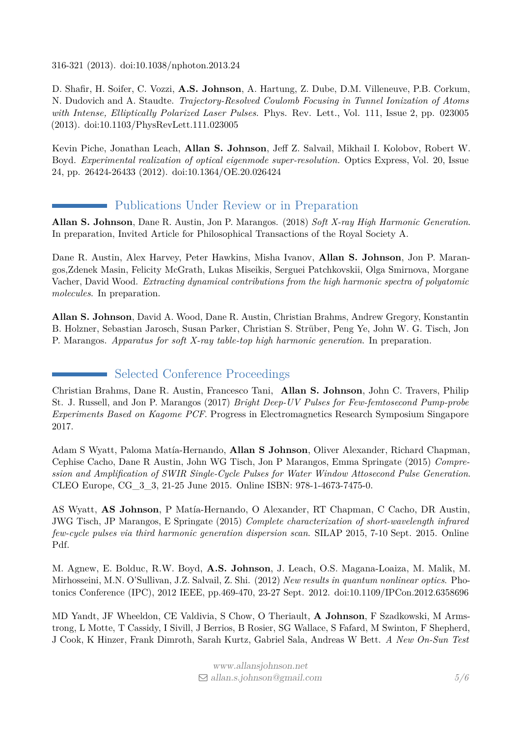316-321 (2013). doi:10.1038/nphoton.2013.24

D. Shafir, H. Soifer, C. Vozzi, **A.S. Johnson**, A. Hartung, Z. Dube, D.M. Villeneuve, P.B. Corkum, N. Dudovich and A. Staudte. *Trajectory-Resolved Coulomb Focusing in Tunnel Ionization of Atoms with Intense, Elliptically Polarized Laser Pulses.* Phys. Rev. Lett., Vol. 111, Issue 2, pp. 023005 (2013). doi:10.1103/PhysRevLett.111.023005

Kevin Piche, Jonathan Leach, **Allan S. Johnson**, Jeff Z. Salvail, Mikhail I. Kolobov, Robert W. Boyd. *Experimental realization of optical eigenmode super-resolution.* Optics Express, Vol. 20, Issue 24, pp. 26424-26433 (2012). doi:10.1364/OE.20.026424

## Publications Under Review or in Preparation

**Allan S. Johnson**, Dane R. Austin, Jon P. Marangos. (2018) *Soft X-ray High Harmonic Generation.* In preparation, Invited Article for Philosophical Transactions of the Royal Society A.

Dane R. Austin, Alex Harvey, Peter Hawkins, Misha Ivanov, **Allan S. Johnson**, Jon P. Marangos,Zdenek Masin, Felicity McGrath, Lukas Miseikis, Serguei Patchkovskii, Olga Smirnova, Morgane Vacher, David Wood. *Extracting dynamical contributions from the high harmonic spectra of polyatomic molecules.* In preparation.

**Allan S. Johnson**, David A. Wood, Dane R. Austin, Christian Brahms, Andrew Gregory, Konstantin B. Holzner, Sebastian Jarosch, Susan Parker, Christian S. Strüber, Peng Ye, John W. G. Tisch, Jon P. Marangos. *Apparatus for soft X-ray table-top high harmonic generation.* In preparation.

## Selected Conference Proceedings

Christian Brahms, Dane R. Austin, Francesco Tani, **Allan S. Johnson**, John C. Travers, Philip St. J. Russell, and Jon P. Marangos (2017) *Bright Deep-UV Pulses for Few-femtosecond Pump-probe Experiments Based on Kagome PCF.* Progress in Electromagnetics Research Symposium Singapore 2017.

Adam S Wyatt, Paloma Matía-Hernando, **Allan S Johnson**, Oliver Alexander, Richard Chapman, Cephise Cacho, Dane R Austin, John WG Tisch, Jon P Marangos, Emma Springate (2015) *Compression and Amplification of SWIR Single-Cycle Pulses for Water Window Attosecond Pulse Generation.* CLEO Europe, CG_3_3, 21-25 June 2015. Online ISBN: 978-1-4673-7475-0.

AS Wyatt, **AS Johnson**, P Matía-Hernando, O Alexander, RT Chapman, C Cacho, DR Austin, JWG Tisch, JP Marangos, E Springate (2015) *Complete characterization of short-wavelength infrared few-cycle pulses via third harmonic generation dispersion scan.* SILAP 2015, 7-10 Sept. 2015. Online Pdf.

M. Agnew, E. Bolduc, R.W. Boyd, **A.S. Johnson**, J. Leach, O.S. Magana-Loaiza, M. Malik, M. Mirhosseini, M.N. O'Sullivan, J.Z. Salvail, Z. Shi. (2012) *New results in quantum nonlinear optics.* Photonics Conference (IPC), 2012 IEEE, pp.469-470, 23-27 Sept. 2012. doi:10.1109/IPCon.2012.6358696

MD Yandt, JF Wheeldon, CE Valdivia, S Chow, O Theriault, **A Johnson**, F Szadkowski, M Armstrong, L Motte, T Cassidy, I Sivill, J Berrios, B Rosier, SG Wallace, S Fafard, M Swinton, F Shepherd, J Cook, K Hinzer, Frank Dimroth, Sarah Kurtz, Gabriel Sala, Andreas W Bett. *A New On-Sun Test*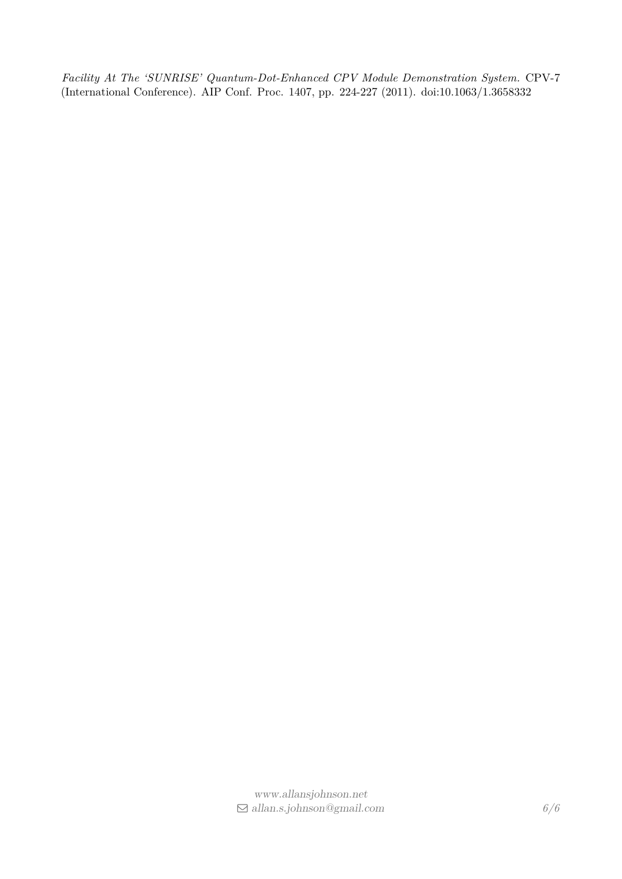*Facility At The 'SUNRISE' Quantum-Dot-Enhanced CPV Module Demonstration System.* CPV-7 (International Conference). AIP Conf. Proc. 1407, pp. 224-227 (2011). doi:10.1063/1.3658332

*www.allansjohnson.net*
*allan.s.johnson@gmail.com*